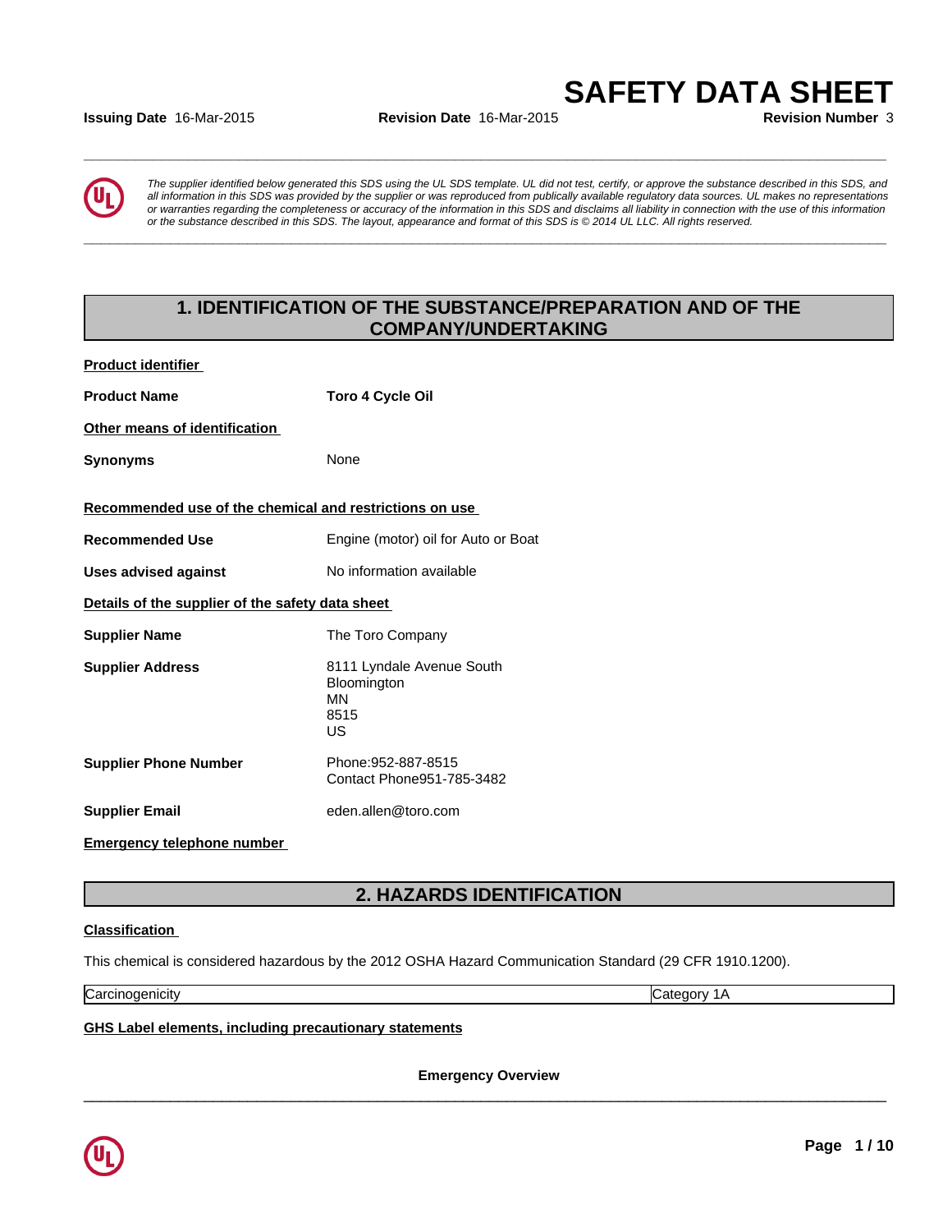# SAFETY DATA SHEET

**Issuing Date** 16-Mar-2015 **Revision Date** 16-Mar-2015 **Revision Number** 3

*The supplier identified below generated this SDS using the UL SDS template. UL did not test, certify, or approve the substance described in this SDS, and all information in this SDS was provided by the supplier or was reproduced from publically available regulatory data sources. UL makes no representations or warranties regarding the completeness or accuracy of the information in this SDS and disclaims all liability in connection with the use of this information or the substance described in this SDS. The layout, appearance and format of this SDS is © 2014 UL LLC. All rights reserved.*

## 1. IDENTIFICATION OF THE SUBSTANCE/PREPARATION AND OF THE COMPANY/UNDERTAKING

**Product identifier**

**Product Name** **Toro 4 Cycle Oil**

**Other means of identification**

**Synonyms** None

**Recommended use of the chemical and restrictions on use**

**Recommended Use** Engine (motor) oil for Auto or Boat

**Uses advised against** No information available

**Details of the supplier of the safety data sheet**

**Supplier Name** The Toro Company

**Supplier Address** 8111 Lyndale Avenue South
Bloomington
MN
8515
US

**Supplier Phone Number** Phone:952-887-8515
Contact Phone951-785-3482

**Supplier Email** eden.allen@toro.com

**Emergency telephone number**

## 2. HAZARDS IDENTIFICATION

**Classification**

This chemical is considered hazardous by the 2012 OSHA Hazard Communication Standard (29 CFR 1910.1200).

| Carcinogenicity | Category 1A |
|---|---|

**GHS Label elements, including precautionary statements**

**Emergency Overview**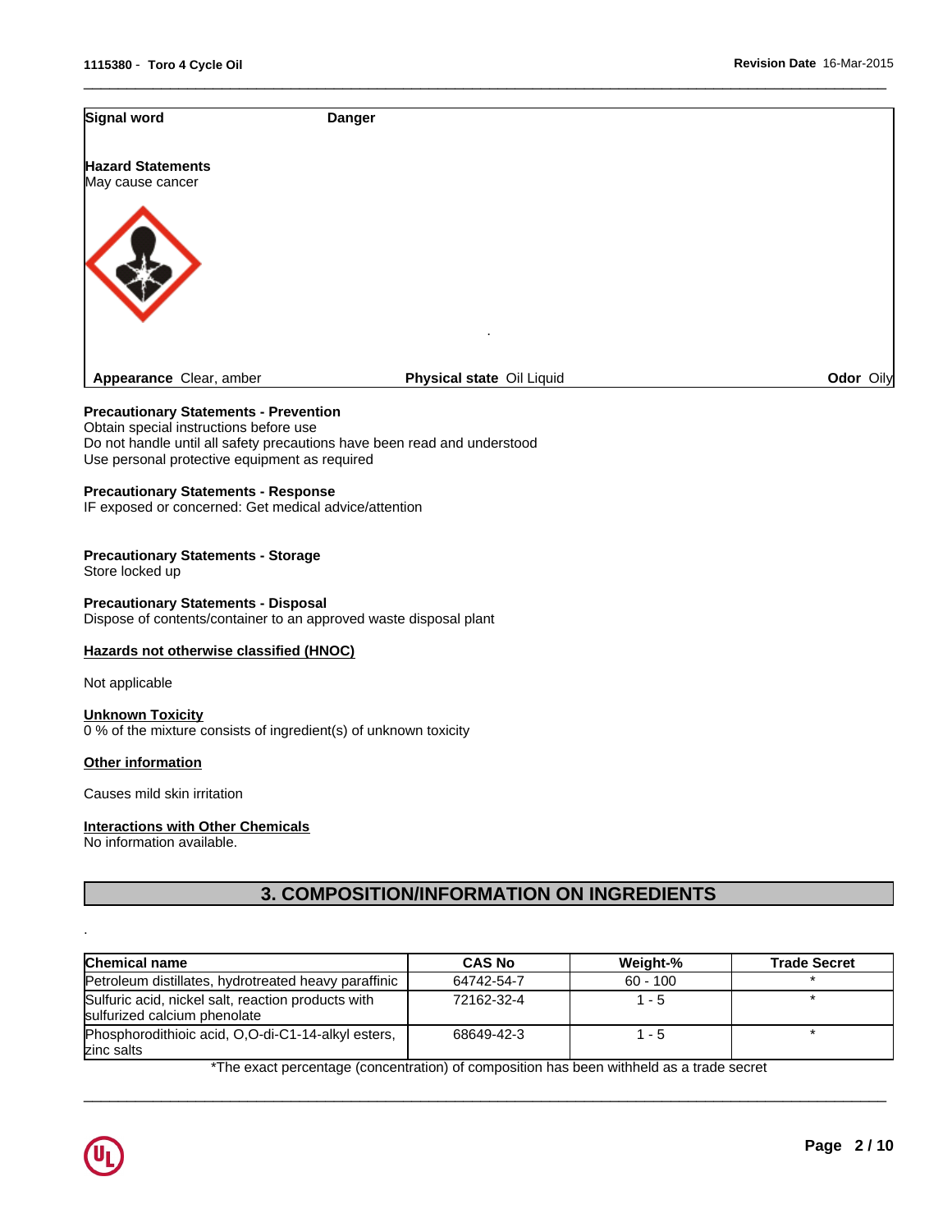**Signal word** **Danger**

**Hazard Statements**
May cause cancer

**Appearance** Clear, amber **Physical state** Oil Liquid **Odor** Oily

**Precautionary Statements - Prevention**
Obtain special instructions before use
Do not handle until all safety precautions have been read and understood
Use personal protective equipment as required

**Precautionary Statements - Response**
IF exposed or concerned: Get medical advice/attention

**Precautionary Statements - Storage**
Store locked up

**Precautionary Statements - Disposal**
Dispose of contents/container to an approved waste disposal plant

**Hazards not otherwise classified (HNOC)**

Not applicable

**Unknown Toxicity**
0 % of the mixture consists of ingredient(s) of unknown toxicity

**Other information**

Causes mild skin irritation

**Interactions with Other Chemicals**
No information available.

## 3. COMPOSITION/INFORMATION ON INGREDIENTS

| Chemical name | CAS No | Weight-% | Trade Secret |
|---|---|---|---|
| Petroleum distillates, hydrotreated heavy paraffinic | 64742-54-7 | 60 - 100 | * |
| Sulfuric acid, nickel salt, reaction products with sulfurized calcium phenolate | 72162-32-4 | 1 - 5 | * |
| Phosphorodithioic acid, O,O-di-C1-14-alkyl esters, zinc salts | 68649-42-3 | 1 - 5 | * |

*The exact percentage (concentration) of composition has been withheld as a trade secret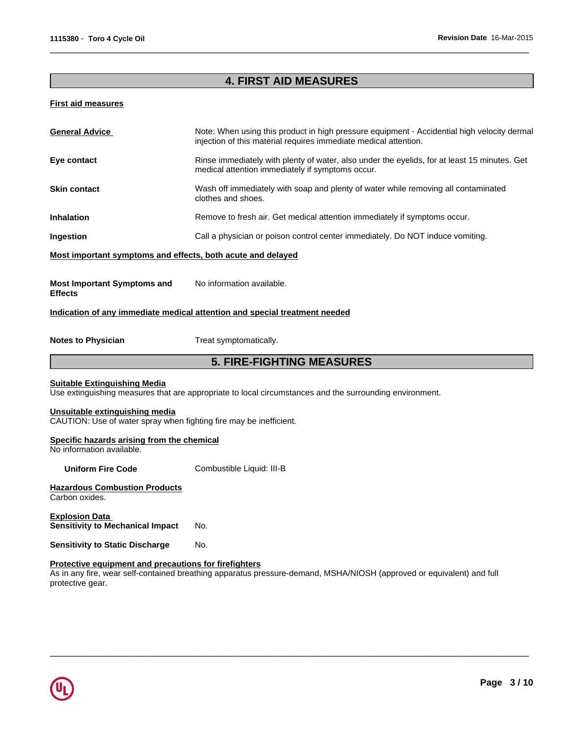## 4. FIRST AID MEASURES

### First aid measures

**General Advice** Note: When using this product in high pressure equipment - Accidential high velocity dermal injection of this material requires immediate medical attention.

**Eye contact** Rinse immediately with plenty of water, also under the eyelids, for at least 15 minutes. Get medical attention immediately if symptoms occur.

**Skin contact** Wash off immediately with soap and plenty of water while removing all contaminated clothes and shoes.

**Inhalation** Remove to fresh air. Get medical attention immediately if symptoms occur.

**Ingestion** Call a physician or poison control center immediately. Do NOT induce vomiting.

### Most important symptoms and effects, both acute and delayed

**Most Important Symptoms and Effects** No information available.

### Indication of any immediate medical attention and special treatment needed

**Notes to Physician** Treat symptomatically.

## 5. FIRE-FIGHTING MEASURES

### Suitable Extinguishing Media

Use extinguishing measures that are appropriate to local circumstances and the surrounding environment.

### Unsuitable extinguishing media

CAUTION: Use of water spray when fighting fire may be inefficient.

### Specific hazards arising from the chemical

No information available.

**Uniform Fire Code** Combustible Liquid: III-B

### Hazardous Combustion Products

Carbon oxides.

### Explosion Data

**Sensitivity to Mechanical Impact** No.

**Sensitivity to Static Discharge** No.

### Protective equipment and precautions for firefighters

As in any fire, wear self-contained breathing apparatus pressure-demand, MSHA/NIOSH (approved or equivalent) and full protective gear.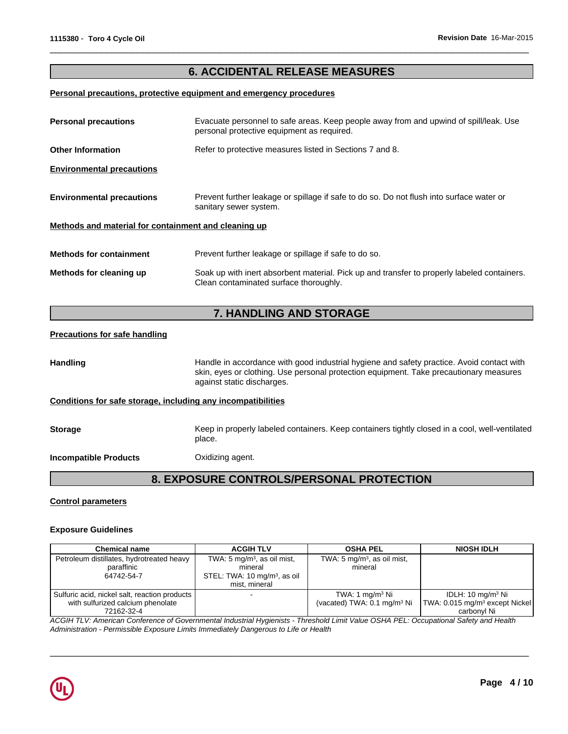## 6. ACCIDENTAL RELEASE MEASURES

**Personal precautions, protective equipment and emergency procedures**

**Personal precautions** Evacuate personnel to safe areas. Keep people away from and upwind of spill/leak. Use personal protective equipment as required.

**Other Information** Refer to protective measures listed in Sections 7 and 8.

**Environmental precautions**

**Environmental precautions** Prevent further leakage or spillage if safe to do so. Do not flush into surface water or sanitary sewer system.

**Methods and material for containment and cleaning up**

**Methods for containment** Prevent further leakage or spillage if safe to do so.

**Methods for cleaning up** Soak up with inert absorbent material. Pick up and transfer to properly labeled containers. Clean contaminated surface thoroughly.

## 7. HANDLING AND STORAGE

**Precautions for safe handling**

**Handling** Handle in accordance with good industrial hygiene and safety practice. Avoid contact with skin, eyes or clothing. Use personal protection equipment. Take precautionary measures against static discharges.

**Conditions for safe storage, including any incompatibilities**

**Storage** Keep in properly labeled containers. Keep containers tightly closed in a cool, well-ventilated place.

**Incompatible Products** Oxidizing agent.

## 8. EXPOSURE CONTROLS/PERSONAL PROTECTION

**Control parameters**

**Exposure Guidelines**

| Chemical name | ACGIH TLV | OSHA PEL | NIOSH IDLH |
|---|---|---|---|
| Petroleum distillates, hydrotreated heavy paraffinic 64742-54-7 | TWA: 5 mg/m³, as oil mist, mineral STEL: TWA: 10 mg/m³, as oil mist, mineral | TWA: 5 mg/m³, as oil mist, mineral | |
| Sulfuric acid, nickel salt, reaction products with sulfurized calcium phenolate 72162-32-4 | - | TWA: 1 mg/m³ Ni (vacated) TWA: 0.1 mg/m³ Ni | IDLH: 10 mg/m³ Ni TWA: 0.015 mg/m³ except Nickel carbonyl Ni |

*ACGIH TLV: American Conference of Governmental Industrial Hygienists - Threshold Limit Value OSHA PEL: Occupational Safety and Health Administration - Permissible Exposure Limits Immediately Dangerous to Life or Health*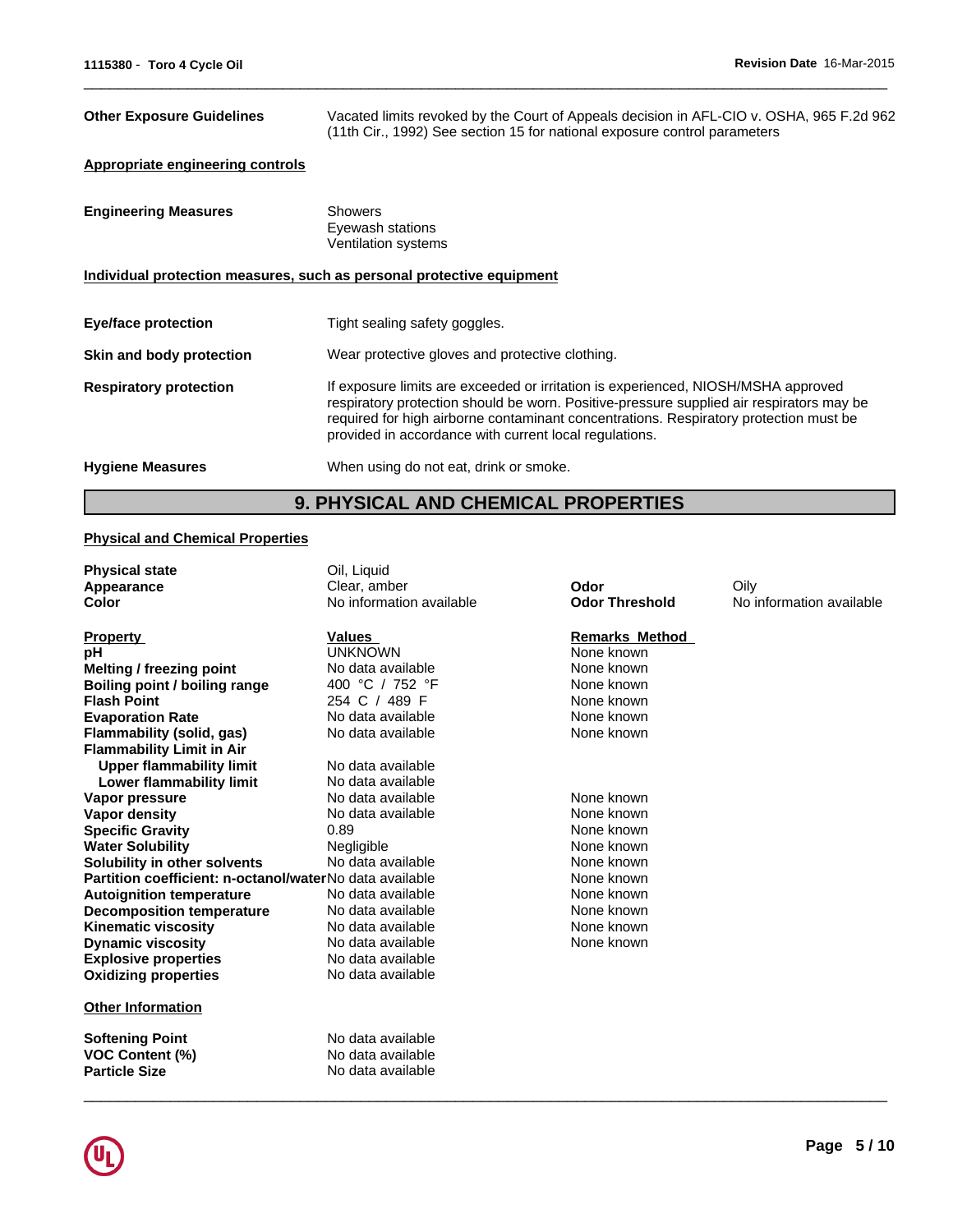| | |
|---|---|
| **Other Exposure Guidelines** | Vacated limits revoked by the Court of Appeals decision in AFL-CIO v. OSHA, 965 F.2d 962 (11th Cir., 1992) See section 15 for national exposure control parameters |

**Appropriate engineering controls**

| | |
|---|---|
| **Engineering Measures** | Showers<br>Eyewash stations<br>Ventilation systems |

**Individual protection measures, such as personal protective equipment**

| | |
|---|---|
| **Eye/face protection** | Tight sealing safety goggles. |
| **Skin and body protection** | Wear protective gloves and protective clothing. |
| **Respiratory protection** | If exposure limits are exceeded or irritation is experienced, NIOSH/MSHA approved respiratory protection should be worn. Positive-pressure supplied air respirators may be required for high airborne contaminant concentrations. Respiratory protection must be provided in accordance with current local regulations. |
| **Hygiene Measures** | When using do not eat, drink or smoke. |

## 9. PHYSICAL AND CHEMICAL PROPERTIES

**Physical and Chemical Properties**

| | | | |
|---|---|---|---|
| **Physical state** | Oil, Liquid | | |
| **Appearance** | Clear, amber | **Odor** | Oily |
| **Color** | No information available | **Odor Threshold** | No information available |

| **Property** | **Values** | **Remarks Method** |
|---|---|---|
| **pH** | UNKNOWN | None known |
| **Melting / freezing point** | No data available | None known |
| **Boiling point / boiling range** | 400 °C / 752 °F | None known |
| **Flash Point** | 254 C / 489 F | None known |
| **Evaporation Rate** | No data available | None known |
| **Flammability (solid, gas)** | No data available | None known |
| **Flammability Limit in Air** | | |
| **Upper flammability limit** | No data available | |
| **Lower flammability limit** | No data available | |
| **Vapor pressure** | No data available | None known |
| **Vapor density** | No data available | None known |
| **Specific Gravity** | 0.89 | None known |
| **Water Solubility** | Negligible | None known |
| **Solubility in other solvents** | No data available | None known |
| **Partition coefficient: n-octanol/water** | No data available | None known |
| **Autoignition temperature** | No data available | None known |
| **Decomposition temperature** | No data available | None known |
| **Kinematic viscosity** | No data available | None known |
| **Dynamic viscosity** | No data available | None known |
| **Explosive properties** | No data available | |
| **Oxidizing properties** | No data available | |

**Other Information**

| | |
|---|---|
| **Softening Point** | No data available |
| **VOC Content (%)** | No data available |
| **Particle Size** | No data available |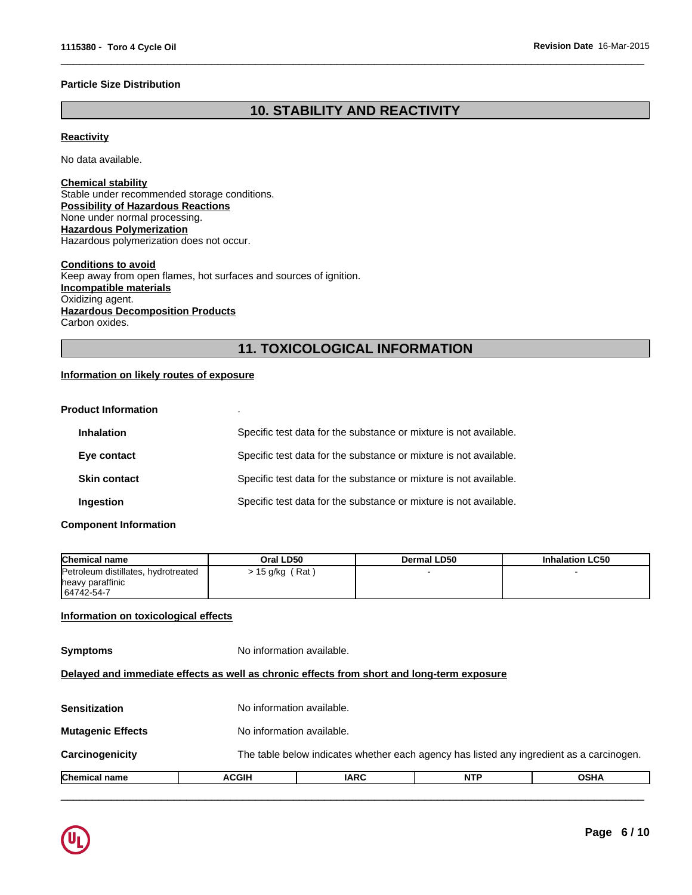**Particle Size Distribution**

## 10. STABILITY AND REACTIVITY

**Reactivity**

No data available.

**Chemical stability**
Stable under recommended storage conditions.
**Possibility of Hazardous Reactions**
None under normal processing.
**Hazardous Polymerization**
Hazardous polymerization does not occur.

**Conditions to avoid**
Keep away from open flames, hot surfaces and sources of ignition.
**Incompatible materials**
Oxidizing agent.
**Hazardous Decomposition Products**
Carbon oxides.

## 11. TOXICOLOGICAL INFORMATION

**Information on likely routes of exposure**

**Product Information** .

**Inhalation** Specific test data for the substance or mixture is not available.

**Eye contact** Specific test data for the substance or mixture is not available.

**Skin contact** Specific test data for the substance or mixture is not available.

**Ingestion** Specific test data for the substance or mixture is not available.

**Component Information**

| Chemical name | Oral LD50 | Dermal LD50 | Inhalation LC50 |
|---|---|---|---|
| Petroleum distillates, hydrotreated heavy paraffinic 64742-54-7 | > 15 g/kg ( Rat ) | - | - |

**Information on toxicological effects**

**Symptoms** No information available.

**Delayed and immediate effects as well as chronic effects from short and long-term exposure**

**Sensitization** No information available.

**Mutagenic Effects** No information available.

**Carcinogenicity** The table below indicates whether each agency has listed any ingredient as a carcinogen.

| Chemical name | ACGIH | IARC | NTP | OSHA |
|---|---|---|---|---|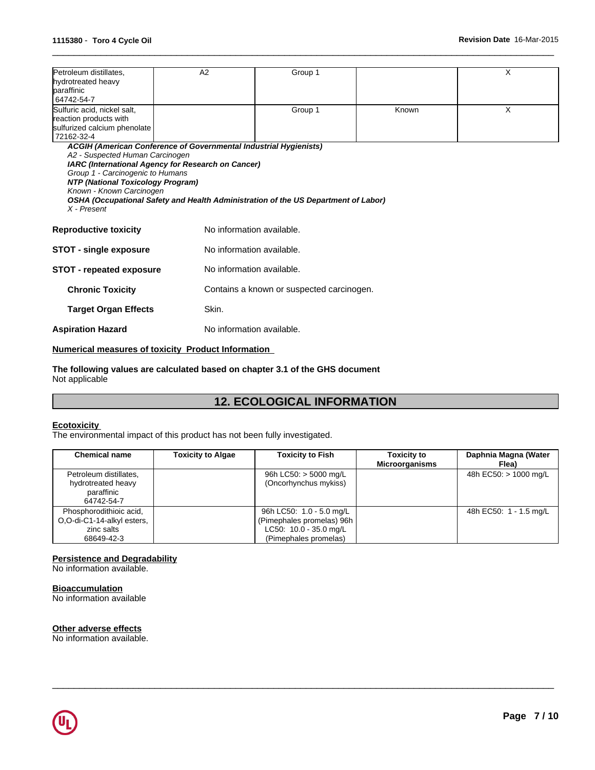| | | | | |
|---|---|---|---|---|
| Petroleum distillates, hydrotreated heavy paraffinic 64742-54-7 | A2 | Group 1 | | X |
| Sulfuric acid, nickel salt, reaction products with sulfurized calcium phenolate 72162-32-4 | | Group 1 | Known | X |

***ACGIH (American Conference of Governmental Industrial Hygienists)***
*A2 - Suspected Human Carcinogen*
***IARC (International Agency for Research on Cancer)***
*Group 1 - Carcinogenic to Humans*
***NTP (National Toxicology Program)***
*Known - Known Carcinogen*
***OSHA (Occupational Safety and Health Administration of the US Department of Labor)***
*X - Present*

**Reproductive toxicity** No information available.

**STOT - single exposure** No information available.

**STOT - repeated exposure** No information available.

**Chronic Toxicity** Contains a known or suspected carcinogen.

**Target Organ Effects** Skin.

**Aspiration Hazard** No information available.

**Numerical measures of toxicity Product Information**

**The following values are calculated based on chapter 3.1 of the GHS document**
Not applicable

## 12. ECOLOGICAL INFORMATION

**Ecotoxicity**
The environmental impact of this product has not been fully investigated.

| Chemical name | Toxicity to Algae | Toxicity to Fish | Toxicity to Microorganisms | Daphnia Magna (Water Flea) |
|---|---|---|---|---|
| Petroleum distillates, hydrotreated heavy paraffinic 64742-54-7 | | 96h LC50: > 5000 mg/L (Oncorhynchus mykiss) | | 48h EC50: > 1000 mg/L |
| Phosphorodithioic acid, O,O-di-C1-14-alkyl esters, zinc salts 68649-42-3 | | 96h LC50: 1.0 - 5.0 mg/L (Pimephales promelas) 96h LC50: 10.0 - 35.0 mg/L (Pimephales promelas) | | 48h EC50: 1 - 1.5 mg/L |

**Persistence and Degradability**
No information available.

**Bioaccumulation**
No information available

**Other adverse effects**
No information available.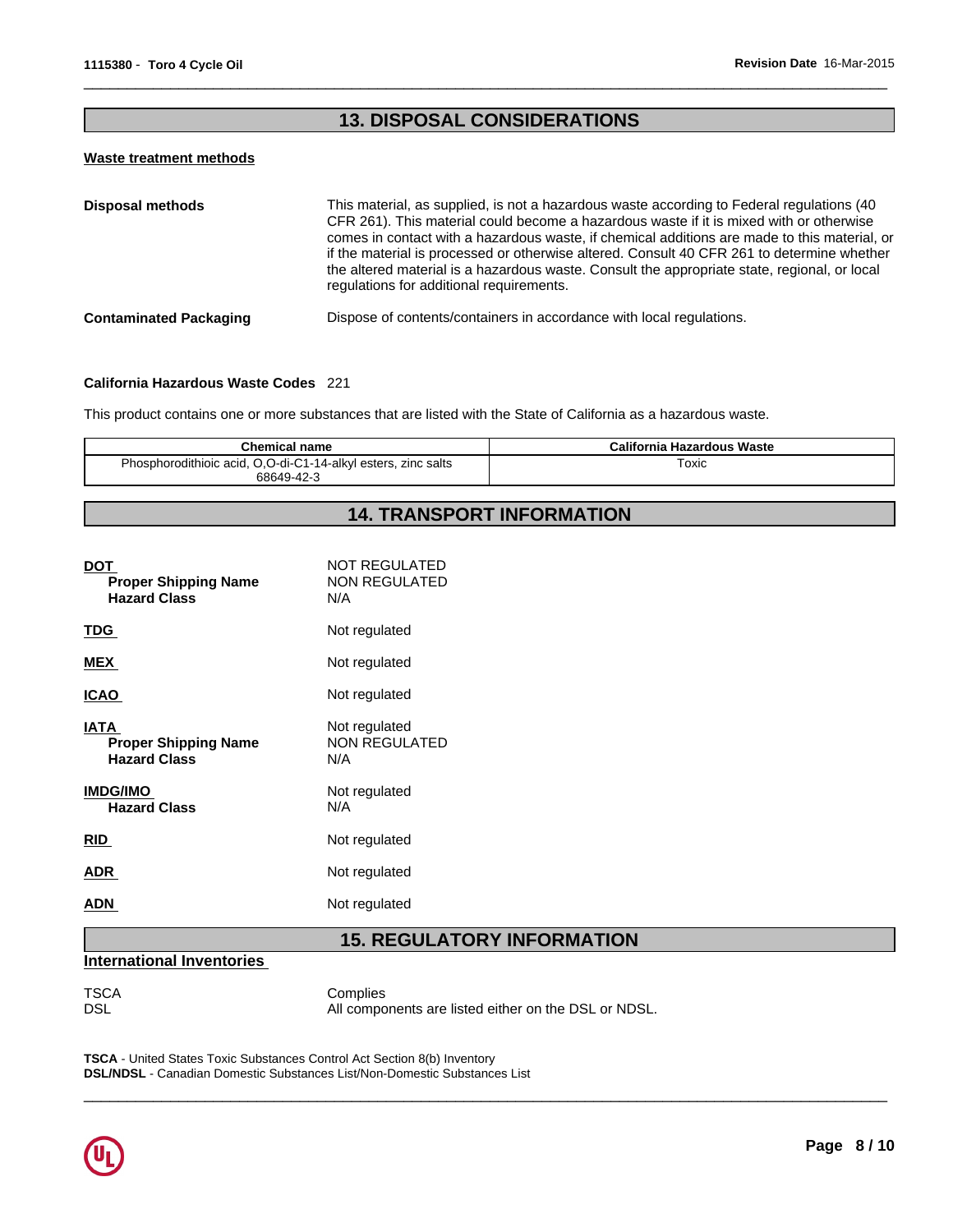## 13. DISPOSAL CONSIDERATIONS

**Waste treatment methods**

**Disposal methods**

This material, as supplied, is not a hazardous waste according to Federal regulations (40 CFR 261). This material could become a hazardous waste if it is mixed with or otherwise comes in contact with a hazardous waste, if chemical additions are made to this material, or if the material is processed or otherwise altered. Consult 40 CFR 261 to determine whether the altered material is a hazardous waste. Consult the appropriate state, regional, or local regulations for additional requirements.

**Contaminated Packaging**

Dispose of contents/containers in accordance with local regulations.

**California Hazardous Waste Codes** 221

This product contains one or more substances that are listed with the State of California as a hazardous waste.

| Chemical name | California Hazardous Waste |
|---|---|
| Phosphorodithioic acid, O,O-di-C1-14-alkyl esters, zinc salts 68649-42-3 | Toxic |

## 14. TRANSPORT INFORMATION

**DOT** NOT REGULATED
- **Proper Shipping Name** NON REGULATED
- **Hazard Class** N/A

**TDG** Not regulated

**MEX** Not regulated

**ICAO** Not regulated

**IATA** Not regulated
- **Proper Shipping Name** NON REGULATED
- **Hazard Class** N/A

**IMDG/IMO** Not regulated
- **Hazard Class** N/A

**RID** Not regulated

**ADR** Not regulated

**ADN** Not regulated

## 15. REGULATORY INFORMATION

**International Inventories**

TSCA Complies
DSL All components are listed either on the DSL or NDSL.

**TSCA** - United States Toxic Substances Control Act Section 8(b) Inventory
**DSL/NDSL** - Canadian Domestic Substances List/Non-Domestic Substances List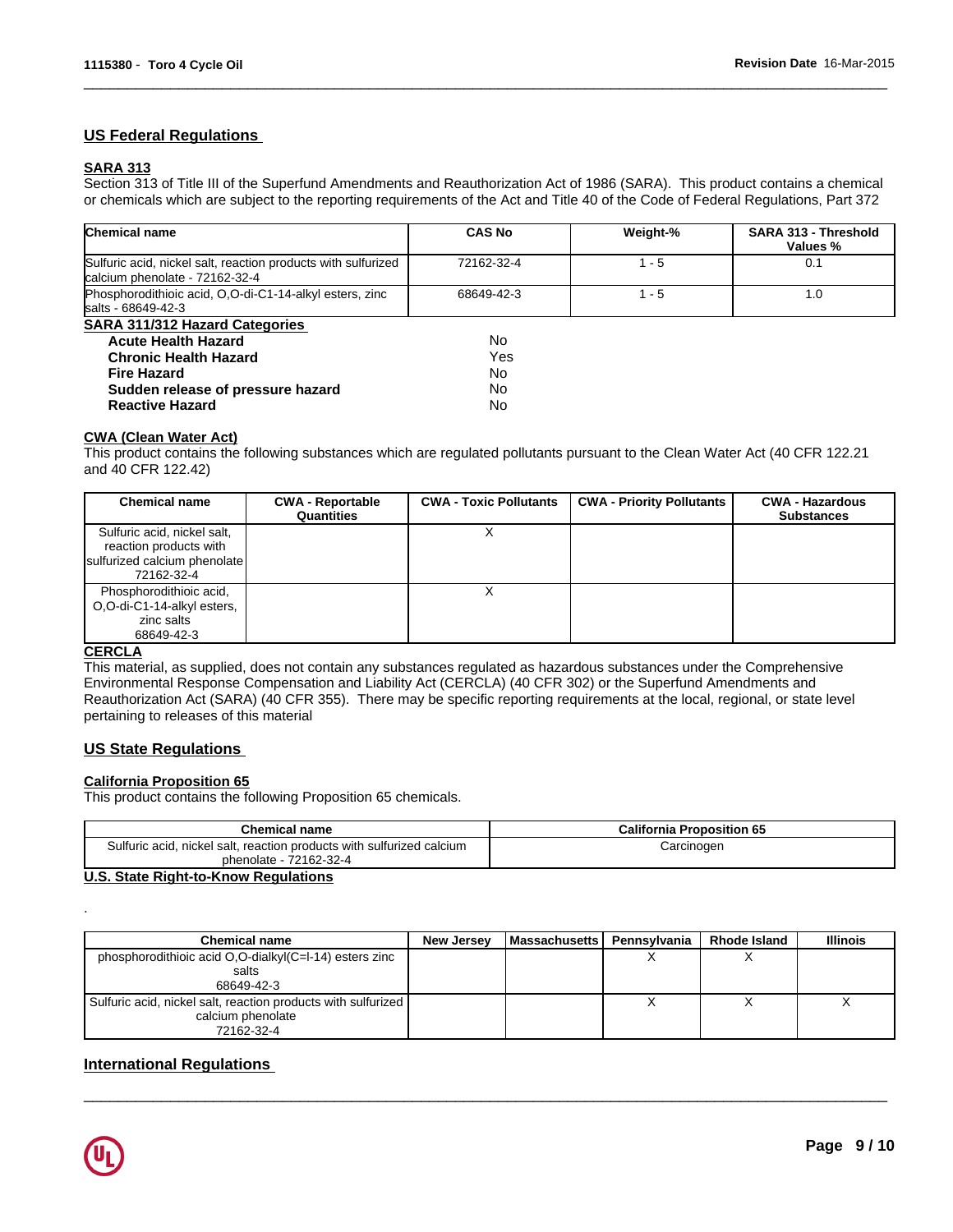## US Federal Regulations

### SARA 313

Section 313 of Title III of the Superfund Amendments and Reauthorization Act of 1986 (SARA). This product contains a chemical or chemicals which are subject to the reporting requirements of the Act and Title 40 of the Code of Federal Regulations, Part 372

| Chemical name | CAS No | Weight-% | SARA 313 - Threshold Values % |
|---|---|---|---|
| Sulfuric acid, nickel salt, reaction products with sulfurized calcium phenolate - 72162-32-4 | 72162-32-4 | 1 - 5 | 0.1 |
| Phosphorodithioic acid, O,O-di-C1-14-alkyl esters, zinc salts - 68649-42-3 | 68649-42-3 | 1 - 5 | 1.0 |

### SARA 311/312 Hazard Categories

| | |
|---|---|
| **Acute Health Hazard** | No |
| **Chronic Health Hazard** | Yes |
| **Fire Hazard** | No |
| **Sudden release of pressure hazard** | No |
| **Reactive Hazard** | No |

### CWA (Clean Water Act)

This product contains the following substances which are regulated pollutants pursuant to the Clean Water Act (40 CFR 122.21 and 40 CFR 122.42)

| Chemical name | CWA - Reportable Quantities | CWA - Toxic Pollutants | CWA - Priority Pollutants | CWA - Hazardous Substances |
|---|---|---|---|---|
| Sulfuric acid, nickel salt, reaction products with sulfurized calcium phenolate 72162-32-4 | | X | | |
| Phosphorodithioic acid, O,O-di-C1-14-alkyl esters, zinc salts 68649-42-3 | | X | | |

### CERCLA

This material, as supplied, does not contain any substances regulated as hazardous substances under the Comprehensive Environmental Response Compensation and Liability Act (CERCLA) (40 CFR 302) or the Superfund Amendments and Reauthorization Act (SARA) (40 CFR 355). There may be specific reporting requirements at the local, regional, or state level pertaining to releases of this material

## US State Regulations

### California Proposition 65

This product contains the following Proposition 65 chemicals.

| Chemical name | California Proposition 65 |
|---|---|
| Sulfuric acid, nickel salt, reaction products with sulfurized calcium phenolate - 72162-32-4 | Carcinogen |

### U.S. State Right-to-Know Regulations

.

| Chemical name | New Jersey | Massachusetts | Pennsylvania | Rhode Island | Illinois |
|---|---|---|---|---|---|
| phosphorodithioic acid O,O-dialkyl(C=l-14) esters zinc salts 68649-42-3 | | | X | X | |
| Sulfuric acid, nickel salt, reaction products with sulfurized calcium phenolate 72162-32-4 | | | X | X | X |

## International Regulations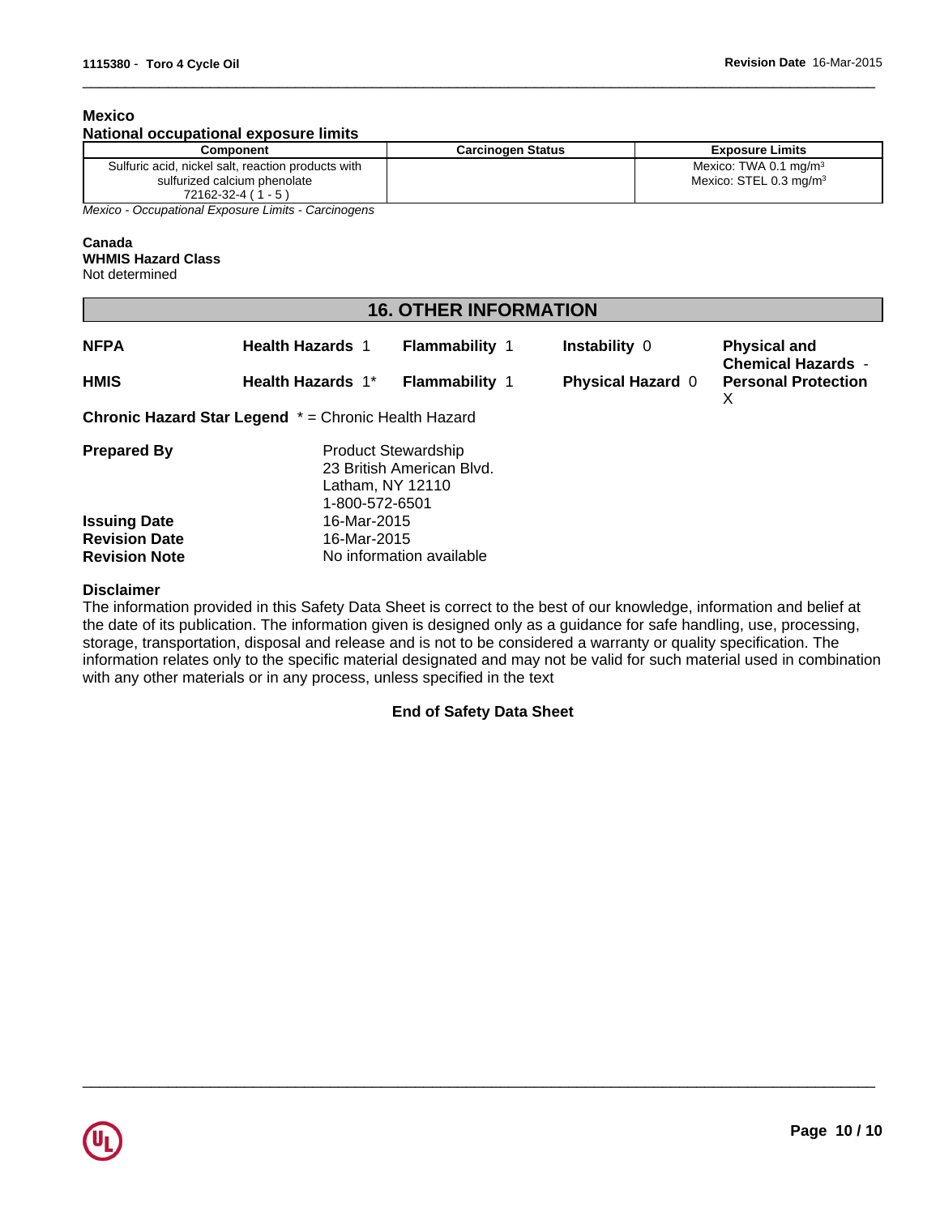**Mexico**

**National occupational exposure limits**

| Component | Carcinogen Status | Exposure Limits |
| --- | --- | --- |
| Sulfuric acid, nickel salt, reaction products with sulfurized calcium phenolate 72162-32-4 ( 1 - 5 ) | | Mexico: TWA 0.1 mg/m³<br>Mexico: STEL 0.3 mg/m³ |

*Mexico - Occupational Exposure Limits - Carcinogens*

**Canada**

**WHMIS Hazard Class**

Not determined

## 16. OTHER INFORMATION

| | | | | |
| --- | --- | --- | --- | --- |
| **NFPA** | **Health Hazards** 1 | **Flammability** 1 | **Instability** 0 | **Physical and Chemical Hazards** - |
| **HMIS** | **Health Hazards** 1* | **Flammability** 1 | **Physical Hazard** 0 | **Personal Protection** X |

**Chronic Hazard Star Legend** * = Chronic Health Hazard

**Prepared By** Product Stewardship
23 British American Blvd.
Latham, NY 12110
1-800-572-6501

**Issuing Date** 16-Mar-2015

**Revision Date** 16-Mar-2015

**Revision Note** No information available

**Disclaimer**

The information provided in this Safety Data Sheet is correct to the best of our knowledge, information and belief at the date of its publication. The information given is designed only as a guidance for safe handling, use, processing, storage, transportation, disposal and release and is not to be considered a warranty or quality specification. The information relates only to the specific material designated and may not be valid for such material used in combination with any other materials or in any process, unless specified in the text

**End of Safety Data Sheet**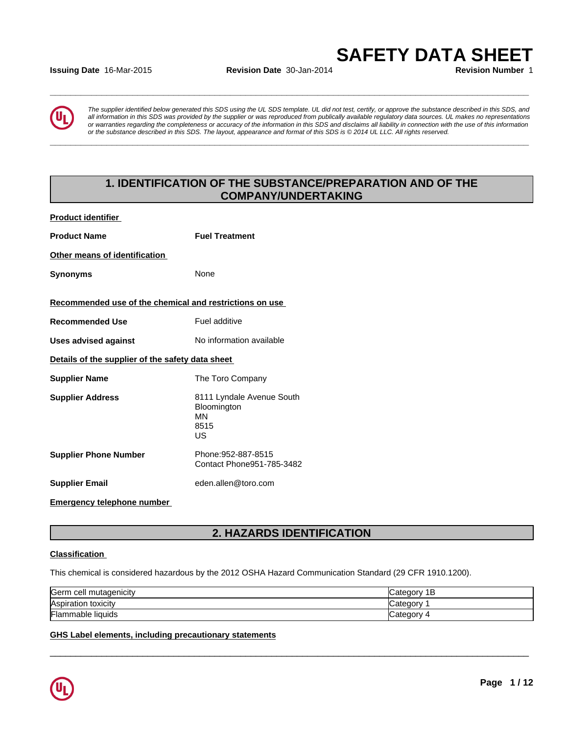# SAFETY DATA SHEET

**Issuing Date** 16-Mar-2015 **Revision Date** 30-Jan-2014 **Revision Number** 1

*The supplier identified below generated this SDS using the UL SDS template. UL did not test, certify, or approve the substance described in this SDS, and all information in this SDS was provided by the supplier or was reproduced from publically available regulatory data sources. UL makes no representations or warranties regarding the completeness or accuracy of the information in this SDS and disclaims all liability in connection with the use of this information or the substance described in this SDS. The layout, appearance and format of this SDS is © 2014 UL LLC. All rights reserved.*

## 1. IDENTIFICATION OF THE SUBSTANCE/PREPARATION AND OF THE COMPANY/UNDERTAKING

**Product identifier**

**Product Name** **Fuel Treatment**

**Other means of identification**

**Synonyms** None

**Recommended use of the chemical and restrictions on use**

**Recommended Use** Fuel additive

**Uses advised against** No information available

**Details of the supplier of the safety data sheet**

**Supplier Name** The Toro Company

**Supplier Address** 8111 Lyndale Avenue South
Bloomington
MN
8515
US

**Supplier Phone Number** Phone:952-887-8515
Contact Phone951-785-3482

**Supplier Email** eden.allen@toro.com

**Emergency telephone number**

## 2. HAZARDS IDENTIFICATION

**Classification**

This chemical is considered hazardous by the 2012 OSHA Hazard Communication Standard (29 CFR 1910.1200).

| | |
|---|---|
| Germ cell mutagenicity | Category 1B |
| Aspiration toxicity | Category 1 |
| Flammable liquids | Category 4 |

**GHS Label elements, including precautionary statements**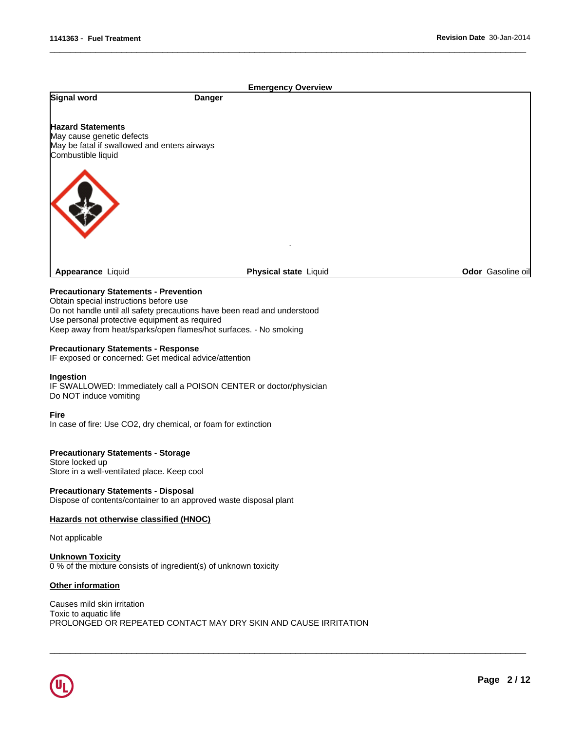## Emergency Overview

**Signal word** Danger

**Hazard Statements**
May cause genetic defects
May be fatal if swallowed and enters airways
Combustible liquid

**Appearance** Liquid **Physical state** Liquid **Odor** Gasoline oil

**Precautionary Statements - Prevention**
Obtain special instructions before use
Do not handle until all safety precautions have been read and understood
Use personal protective equipment as required
Keep away from heat/sparks/open flames/hot surfaces. - No smoking

**Precautionary Statements - Response**
IF exposed or concerned: Get medical advice/attention

**Ingestion**
IF SWALLOWED: Immediately call a POISON CENTER or doctor/physician
Do NOT induce vomiting

**Fire**
In case of fire: Use CO2, dry chemical, or foam for extinction

**Precautionary Statements - Storage**
Store locked up
Store in a well-ventilated place. Keep cool

**Precautionary Statements - Disposal**
Dispose of contents/container to an approved waste disposal plant

**Hazards not otherwise classified (HNOC)**

Not applicable

**Unknown Toxicity**
0 % of the mixture consists of ingredient(s) of unknown toxicity

**Other information**

Causes mild skin irritation
Toxic to aquatic life
PROLONGED OR REPEATED CONTACT MAY DRY SKIN AND CAUSE IRRITATION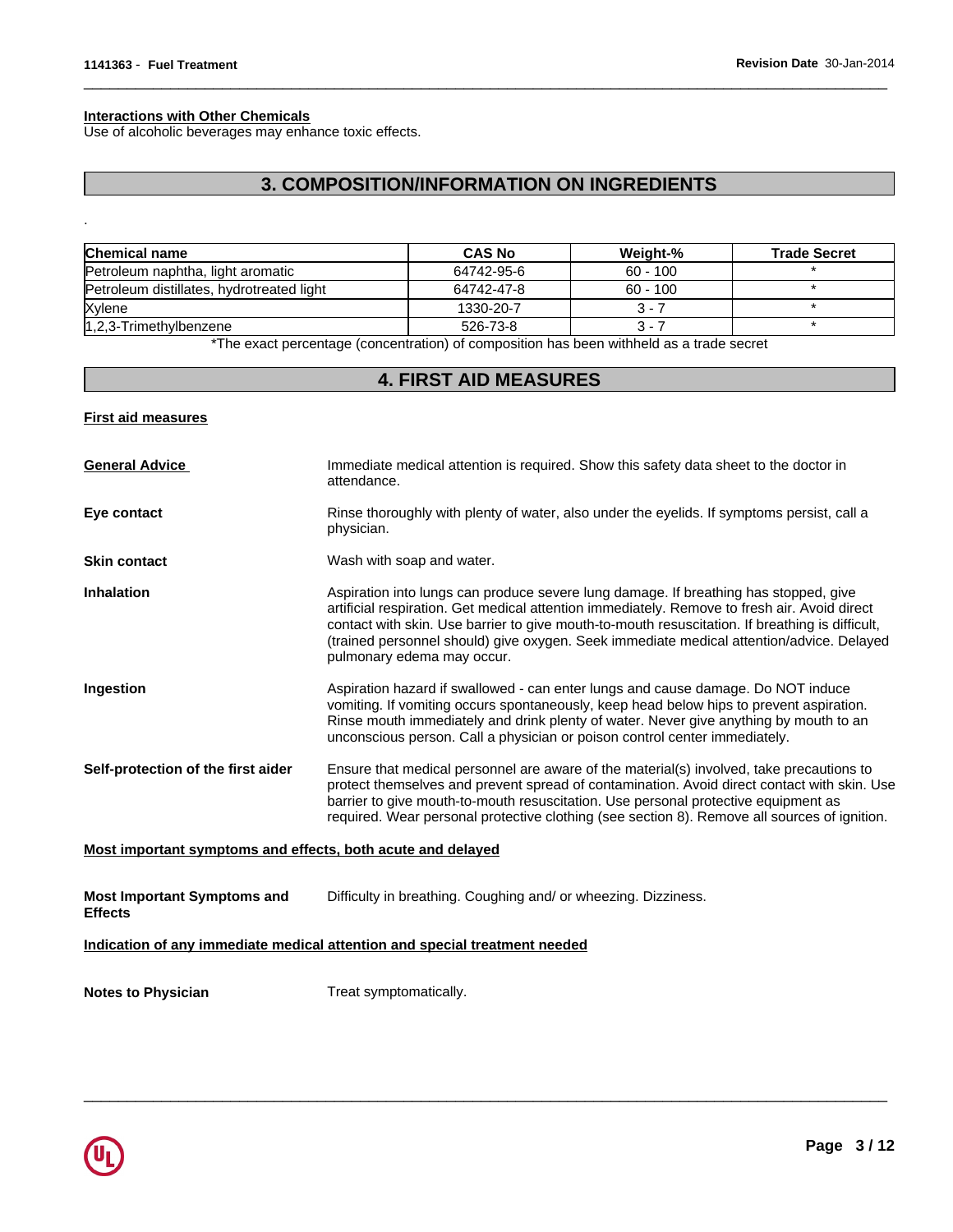**Interactions with Other Chemicals**
Use of alcoholic beverages may enhance toxic effects.

## 3. COMPOSITION/INFORMATION ON INGREDIENTS

.

| Chemical name | CAS No | Weight-% | Trade Secret |
|---|---|---|---|
| Petroleum naphtha, light aromatic | 64742-95-6 | 60 - 100 | * |
| Petroleum distillates, hydrotreated light | 64742-47-8 | 60 - 100 | * |
| Xylene | 1330-20-7 | 3 - 7 | * |
| 1,2,3-Trimethylbenzene | 526-73-8 | 3 - 7 | * |

*The exact percentage (concentration) of composition has been withheld as a trade secret

## 4. FIRST AID MEASURES

**First aid measures**

**General Advice**
Immediate medical attention is required. Show this safety data sheet to the doctor in attendance.

**Eye contact**
Rinse thoroughly with plenty of water, also under the eyelids. If symptoms persist, call a physician.

**Skin contact**
Wash with soap and water.

**Inhalation**
Aspiration into lungs can produce severe lung damage. If breathing has stopped, give artificial respiration. Get medical attention immediately. Remove to fresh air. Avoid direct contact with skin. Use barrier to give mouth-to-mouth resuscitation. If breathing is difficult, (trained personnel should) give oxygen. Seek immediate medical attention/advice. Delayed pulmonary edema may occur.

**Ingestion**
Aspiration hazard if swallowed - can enter lungs and cause damage. Do NOT induce vomiting. If vomiting occurs spontaneously, keep head below hips to prevent aspiration. Rinse mouth immediately and drink plenty of water. Never give anything by mouth to an unconscious person. Call a physician or poison control center immediately.

**Self-protection of the first aider**
Ensure that medical personnel are aware of the material(s) involved, take precautions to protect themselves and prevent spread of contamination. Avoid direct contact with skin. Use barrier to give mouth-to-mouth resuscitation. Use personal protective equipment as required. Wear personal protective clothing (see section 8). Remove all sources of ignition.

**Most important symptoms and effects, both acute and delayed**

**Most Important Symptoms and Effects**
Difficulty in breathing. Coughing and/ or wheezing. Dizziness.

**Indication of any immediate medical attention and special treatment needed**

**Notes to Physician**
Treat symptomatically.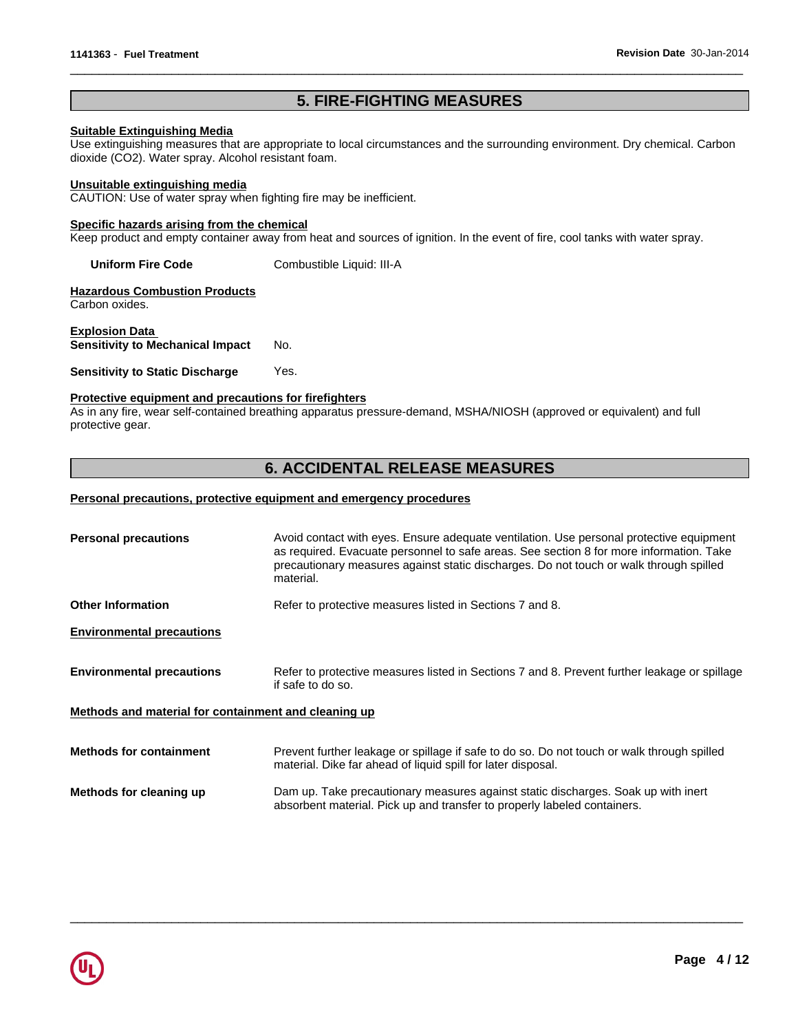## 5. FIRE-FIGHTING MEASURES

**Suitable Extinguishing Media**

Use extinguishing measures that are appropriate to local circumstances and the surrounding environment. Dry chemical. Carbon dioxide ($CO_2$). Water spray. Alcohol resistant foam.

**Unsuitable extinguishing media**

CAUTION: Use of water spray when fighting fire may be inefficient.

**Specific hazards arising from the chemical**

Keep product and empty container away from heat and sources of ignition. In the event of fire, cool tanks with water spray.

**Uniform Fire Code** Combustible Liquid: III-A

**Hazardous Combustion Products**

Carbon oxides.

**Explosion Data**

**Sensitivity to Mechanical Impact** No.

**Sensitivity to Static Discharge** Yes.

**Protective equipment and precautions for firefighters**

As in any fire, wear self-contained breathing apparatus pressure-demand, MSHA/NIOSH (approved or equivalent) and full protective gear.

## 6. ACCIDENTAL RELEASE MEASURES

**Personal precautions, protective equipment and emergency procedures**

**Personal precautions** Avoid contact with eyes. Ensure adequate ventilation. Use personal protective equipment as required. Evacuate personnel to safe areas. See section 8 for more information. Take precautionary measures against static discharges. Do not touch or walk through spilled material.

**Other Information** Refer to protective measures listed in Sections 7 and 8.

**Environmental precautions**

**Environmental precautions** Refer to protective measures listed in Sections 7 and 8. Prevent further leakage or spillage if safe to do so.

**Methods and material for containment and cleaning up**

**Methods for containment** Prevent further leakage or spillage if safe to do so. Do not touch or walk through spilled material. Dike far ahead of liquid spill for later disposal.

**Methods for cleaning up** Dam up. Take precautionary measures against static discharges. Soak up with inert absorbent material. Pick up and transfer to properly labeled containers.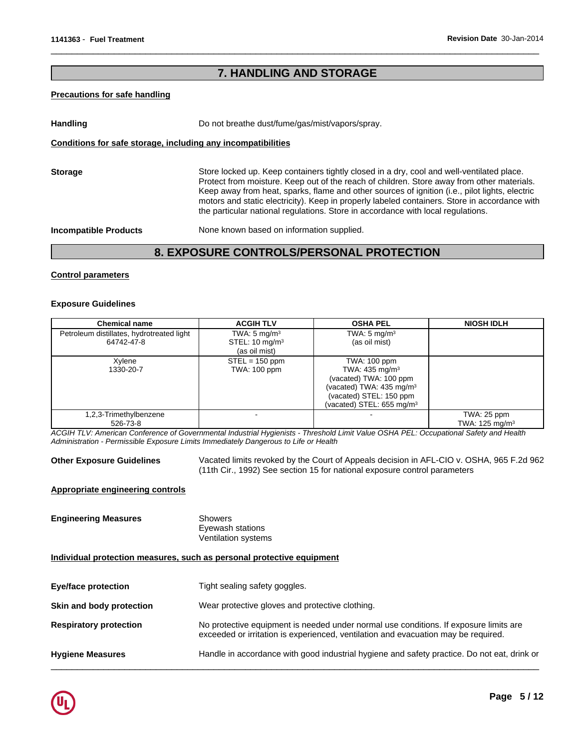## 7. HANDLING AND STORAGE

**Precautions for safe handling**

**Handling** Do not breathe dust/fume/gas/mist/vapors/spray.

**Conditions for safe storage, including any incompatibilities**

**Storage** Store locked up. Keep containers tightly closed in a dry, cool and well-ventilated place. Protect from moisture. Keep out of the reach of children. Store away from other materials. Keep away from heat, sparks, flame and other sources of ignition (i.e., pilot lights, electric motors and static electricity). Keep in properly labeled containers. Store in accordance with the particular national regulations. Store in accordance with local regulations.

**Incompatible Products** None known based on information supplied.

## 8. EXPOSURE CONTROLS/PERSONAL PROTECTION

**Control parameters**

**Exposure Guidelines**

| Chemical name | ACGIH TLV | OSHA PEL | NIOSH IDLH |
|---|---|---|---|
| Petroleum distillates, hydrotreated light 64742-47-8 | TWA: 5 mg/m³ STEL: 10 mg/m³ (as oil mist) | TWA: 5 mg/m³ (as oil mist) | |
| Xylene 1330-20-7 | STEL = 150 ppm TWA: 100 ppm | TWA: 100 ppm TWA: 435 mg/m³ (vacated) TWA: 100 ppm (vacated) TWA: 435 mg/m³ (vacated) STEL: 150 ppm (vacated) STEL: 655 mg/m³ | |
| 1,2,3-Trimethylbenzene 526-73-8 | - | - | TWA: 25 ppm TWA: 125 mg/m³ |

*ACGIH TLV: American Conference of Governmental Industrial Hygienists - Threshold Limit Value OSHA PEL: Occupational Safety and Health Administration - Permissible Exposure Limits Immediately Dangerous to Life or Health*

**Other Exposure Guidelines** Vacated limits revoked by the Court of Appeals decision in AFL-CIO v. OSHA, 965 F.2d 962 (11th Cir., 1992) See section 15 for national exposure control parameters

**Appropriate engineering controls**

**Engineering Measures** Showers
Eyewash stations
Ventilation systems

**Individual protection measures, such as personal protective equipment**

**Eye/face protection** Tight sealing safety goggles.

**Skin and body protection** Wear protective gloves and protective clothing.

**Respiratory protection** No protective equipment is needed under normal use conditions. If exposure limits are exceeded or irritation is experienced, ventilation and evacuation may be required.

**Hygiene Measures** Handle in accordance with good industrial hygiene and safety practice. Do not eat, drink or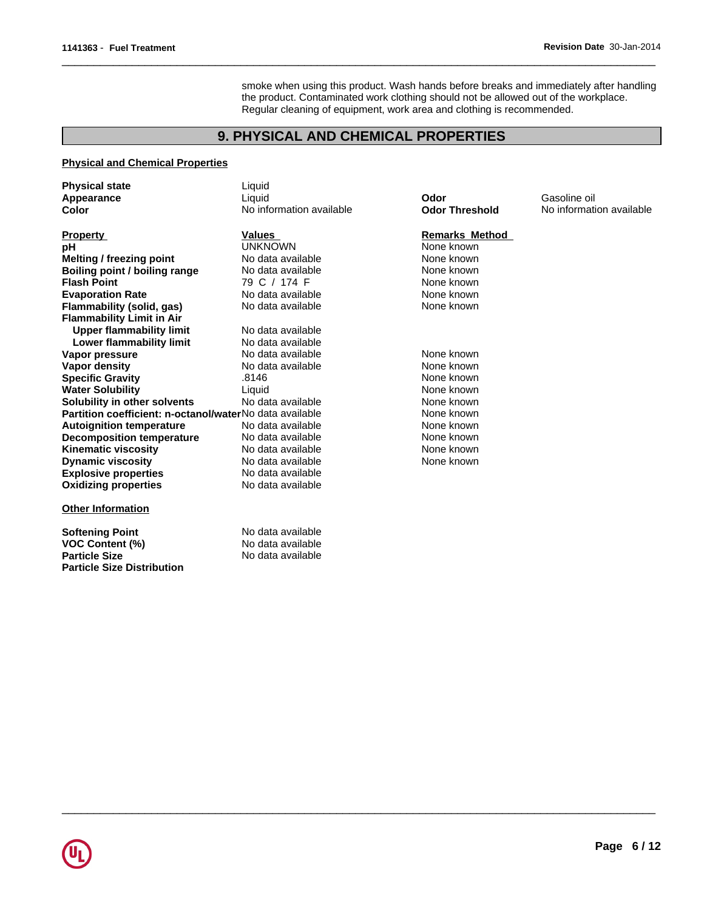smoke when using this product. Wash hands before breaks and immediately after handling the product. Contaminated work clothing should not be allowed out of the workplace. Regular cleaning of equipment, work area and clothing is recommended.

## 9. PHYSICAL AND CHEMICAL PROPERTIES

**Physical and Chemical Properties**

| | | | |
|---|---|---|---|
| **Physical state** | Liquid | | |
| **Appearance** | Liquid | **Odor** | Gasoline oil |
| **Color** | No information available | **Odor Threshold** | No information available |

| **Property** | **Values** | **Remarks Method** |
|---|---|---|
| **pH** | UNKNOWN | None known |
| **Melting / freezing point** | No data available | None known |
| **Boiling point / boiling range** | No data available | None known |
| **Flash Point** | 79 C / 174 F | None known |
| **Evaporation Rate** | No data available | None known |
| **Flammability (solid, gas)** | No data available | None known |
| **Flammability Limit in Air** | | |
| **Upper flammability limit** | No data available | |
| **Lower flammability limit** | No data available | |
| **Vapor pressure** | No data available | None known |
| **Vapor density** | No data available | None known |
| **Specific Gravity** | .8146 | None known |
| **Water Solubility** | Liquid | None known |
| **Solubility in other solvents** | No data available | None known |
| **Partition coefficient: n-octanol/water** | No data available | None known |
| **Autoignition temperature** | No data available | None known |
| **Decomposition temperature** | No data available | None known |
| **Kinematic viscosity** | No data available | None known |
| **Dynamic viscosity** | No data available | None known |
| **Explosive properties** | No data available | |
| **Oxidizing properties** | No data available | |

**Other Information**

| | |
|---|---|
| **Softening Point** | No data available |
| **VOC Content (%)** | No data available |
| **Particle Size** | No data available |
| **Particle Size Distribution** | |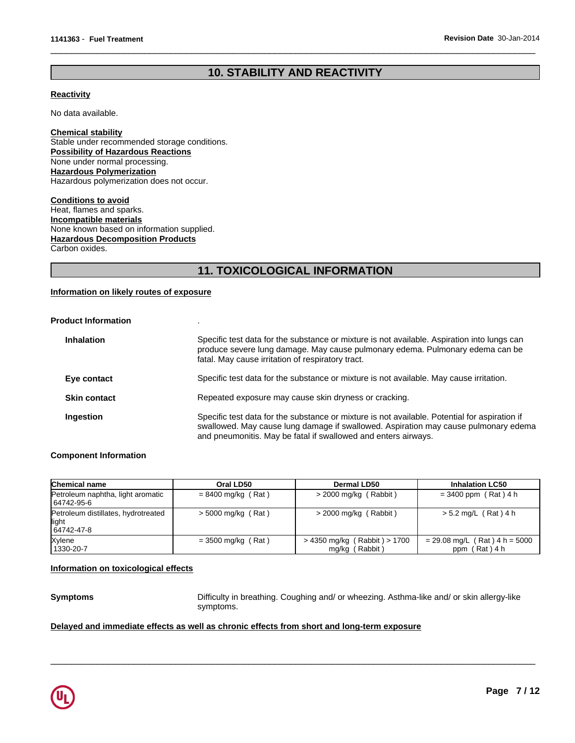## 10. STABILITY AND REACTIVITY

**Reactivity**

No data available.

**Chemical stability**
Stable under recommended storage conditions.
**Possibility of Hazardous Reactions**
None under normal processing.
**Hazardous Polymerization**
Hazardous polymerization does not occur.

**Conditions to avoid**
Heat, flames and sparks.
**Incompatible materials**
None known based on information supplied.
**Hazardous Decomposition Products**
Carbon oxides.

## 11. TOXICOLOGICAL INFORMATION

**Information on likely routes of exposure**

**Product Information** .

**Inhalation** Specific test data for the substance or mixture is not available. Aspiration into lungs can produce severe lung damage. May cause pulmonary edema. Pulmonary edema can be fatal. May cause irritation of respiratory tract.

**Eye contact** Specific test data for the substance or mixture is not available. May cause irritation.

**Skin contact** Repeated exposure may cause skin dryness or cracking.

**Ingestion** Specific test data for the substance or mixture is not available. Potential for aspiration if swallowed. May cause lung damage if swallowed. Aspiration may cause pulmonary edema and pneumonitis. May be fatal if swallowed and enters airways.

**Component Information**

| Chemical name | Oral LD50 | Dermal LD50 | Inhalation LC50 |
|---|---|---|---|
| Petroleum naphtha, light aromatic 64742-95-6 | = 8400 mg/kg ( Rat ) | > 2000 mg/kg ( Rabbit ) | = 3400 ppm ( Rat ) 4 h |
| Petroleum distillates, hydrotreated light 64742-47-8 | > 5000 mg/kg ( Rat ) | > 2000 mg/kg ( Rabbit ) | > 5.2 mg/L ( Rat ) 4 h |
| Xylene 1330-20-7 | = 3500 mg/kg ( Rat ) | > 4350 mg/kg ( Rabbit ) > 1700 mg/kg ( Rabbit ) | = 29.08 mg/L ( Rat ) 4 h = 5000 ppm ( Rat ) 4 h |

**Information on toxicological effects**

**Symptoms** Difficulty in breathing. Coughing and/ or wheezing. Asthma-like and/ or skin allergy-like symptoms.

**Delayed and immediate effects as well as chronic effects from short and long-term exposure**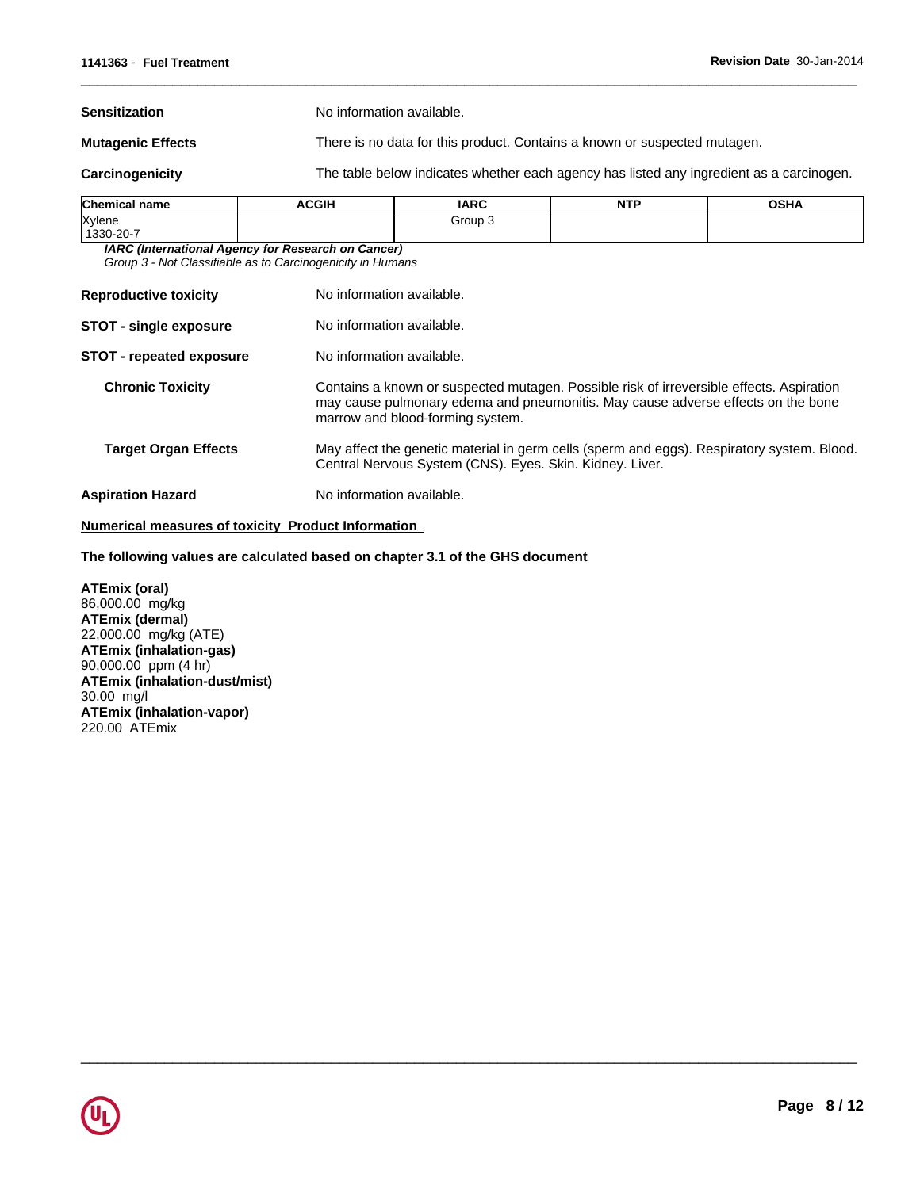**Sensitization** No information available.

**Mutagenic Effects** There is no data for this product. Contains a known or suspected mutagen.

**Carcinogenicity** The table below indicates whether each agency has listed any ingredient as a carcinogen.

| Chemical name | ACGIH | IARC | NTP | OSHA |
|---|---|---|---|---|
| Xylene<br>1330-20-7 | | Group 3 | | |

***IARC (International Agency for Research on Cancer)***
*Group 3 - Not Classifiable as to Carcinogenicity in Humans*

**Reproductive toxicity** No information available.

**STOT - single exposure** No information available.

**STOT - repeated exposure** No information available.

**Chronic Toxicity** Contains a known or suspected mutagen. Possible risk of irreversible effects. Aspiration may cause pulmonary edema and pneumonitis. May cause adverse effects on the bone marrow and blood-forming system.

**Target Organ Effects** May affect the genetic material in germ cells (sperm and eggs). Respiratory system. Blood. Central Nervous System (CNS). Eyes. Skin. Kidney. Liver.

**Aspiration Hazard** No information available.

**Numerical measures of toxicity Product Information**

**The following values are calculated based on chapter 3.1 of the GHS document**

**ATEmix (oral)**
86,000.00 mg/kg
**ATEmix (dermal)**
22,000.00 mg/kg (ATE)
**ATEmix (inhalation-gas)**
90,000.00 ppm (4 hr)
**ATEmix (inhalation-dust/mist)**
30.00 mg/l
**ATEmix (inhalation-vapor)**
220.00 ATEmix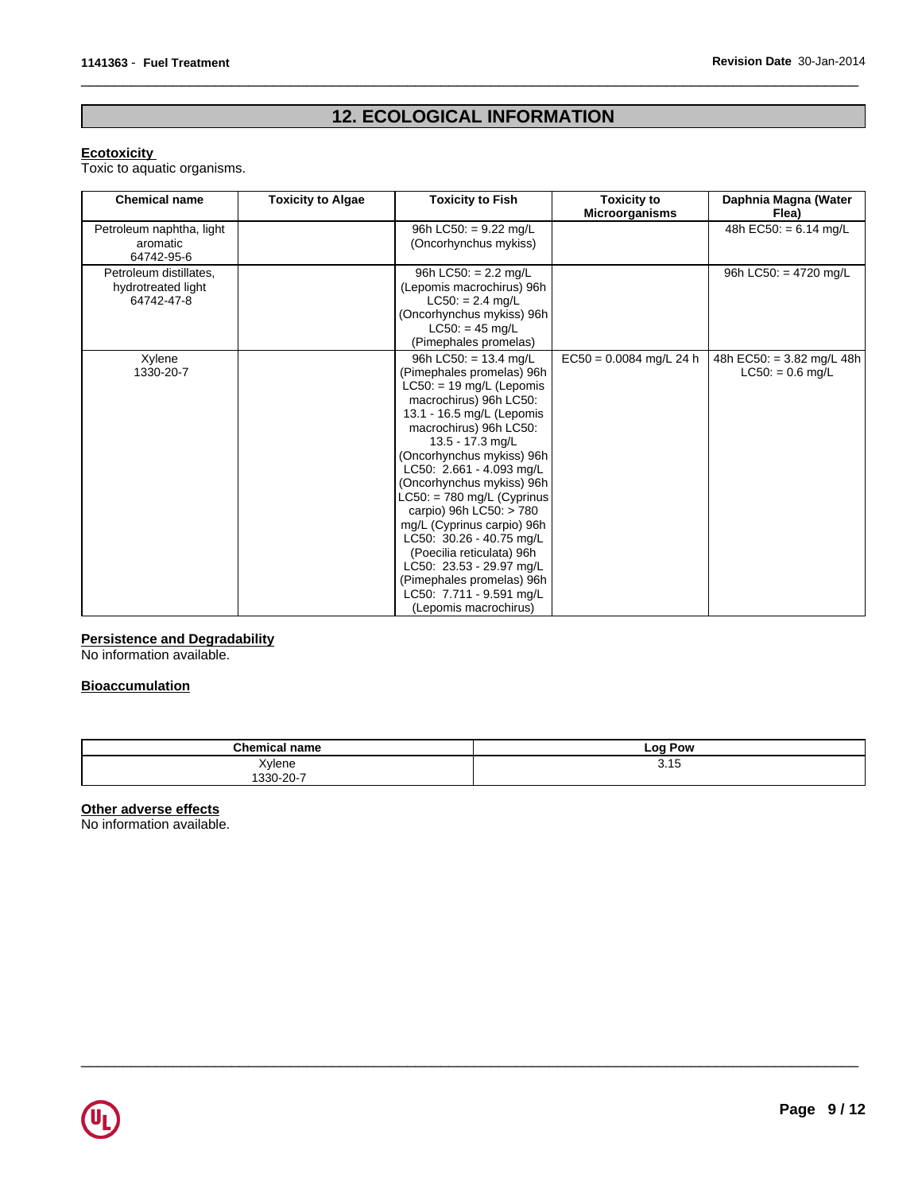## 12. ECOLOGICAL INFORMATION

**Ecotoxicity**
Toxic to aquatic organisms.

| Chemical name | Toxicity to Algae | Toxicity to Fish | Toxicity to Microorganisms | Daphnia Magna (Water Flea) |
|---|---|---|---|---|
| Petroleum naphtha, light aromatic 64742-95-6 | | 96h LC50: = 9.22 mg/L (Oncorhynchus mykiss) | | 48h EC50: = 6.14 mg/L |
| Petroleum distillates, hydrotreated light 64742-47-8 | | 96h LC50: = 2.2 mg/L (Lepomis macrochirus) 96h LC50: = 2.4 mg/L (Oncorhynchus mykiss) 96h LC50: = 45 mg/L (Pimephales promelas) | | 96h LC50: = 4720 mg/L |
| Xylene 1330-20-7 | | 96h LC50: = 13.4 mg/L (Pimephales promelas) 96h LC50: = 19 mg/L (Lepomis macrochirus) 96h LC50: 13.1 - 16.5 mg/L (Lepomis macrochirus) 96h LC50: 13.5 - 17.3 mg/L (Oncorhynchus mykiss) 96h LC50: 2.661 - 4.093 mg/L (Oncorhynchus mykiss) 96h LC50: = 780 mg/L (Cyprinus carpio) 96h LC50: > 780 mg/L (Cyprinus carpio) 96h LC50: 30.26 - 40.75 mg/L (Poecilia reticulata) 96h LC50: 23.53 - 29.97 mg/L (Pimephales promelas) 96h LC50: 7.711 - 9.591 mg/L (Lepomis macrochirus) | EC50 = 0.0084 mg/L 24 h | 48h EC50: = 3.82 mg/L 48h LC50: = 0.6 mg/L |

**Persistence and Degradability**
No information available.

**Bioaccumulation**

| Chemical name | Log Pow |
|---|---|
| Xylene 1330-20-7 | 3.15 |

**Other adverse effects**
No information available.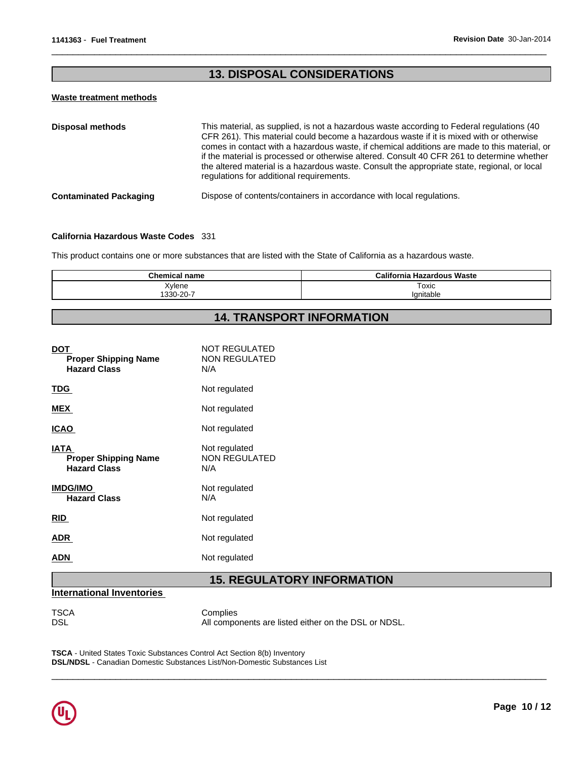## 13. DISPOSAL CONSIDERATIONS

### Waste treatment methods

**Disposal methods** This material, as supplied, is not a hazardous waste according to Federal regulations (40 CFR 261). This material could become a hazardous waste if it is mixed with or otherwise comes in contact with a hazardous waste, if chemical additions are made to this material, or if the material is processed or otherwise altered. Consult 40 CFR 261 to determine whether the altered material is a hazardous waste. Consult the appropriate state, regional, or local regulations for additional requirements.

**Contaminated Packaging** Dispose of contents/containers in accordance with local regulations.

**California Hazardous Waste Codes** 331

This product contains one or more substances that are listed with the State of California as a hazardous waste.

| Chemical name | California Hazardous Waste |
|---|---|
| Xylene<br>1330-20-7 | Toxic<br>Ignitable |

## 14. TRANSPORT INFORMATION

**DOT** NOT REGULATED
- **Proper Shipping Name** NON REGULATED
- **Hazard Class** N/A

**TDG** Not regulated

**MEX** Not regulated

**ICAO** Not regulated

**IATA** Not regulated
- **Proper Shipping Name** NON REGULATED
- **Hazard Class** N/A

**IMDG/IMO** Not regulated
- **Hazard Class** N/A

**RID** Not regulated

**ADR** Not regulated

**ADN** Not regulated

## 15. REGULATORY INFORMATION

### International Inventories

TSCA Complies
DSL All components are listed either on the DSL or NDSL.

**TSCA** - United States Toxic Substances Control Act Section 8(b) Inventory
**DSL/NDSL** - Canadian Domestic Substances List/Non-Domestic Substances List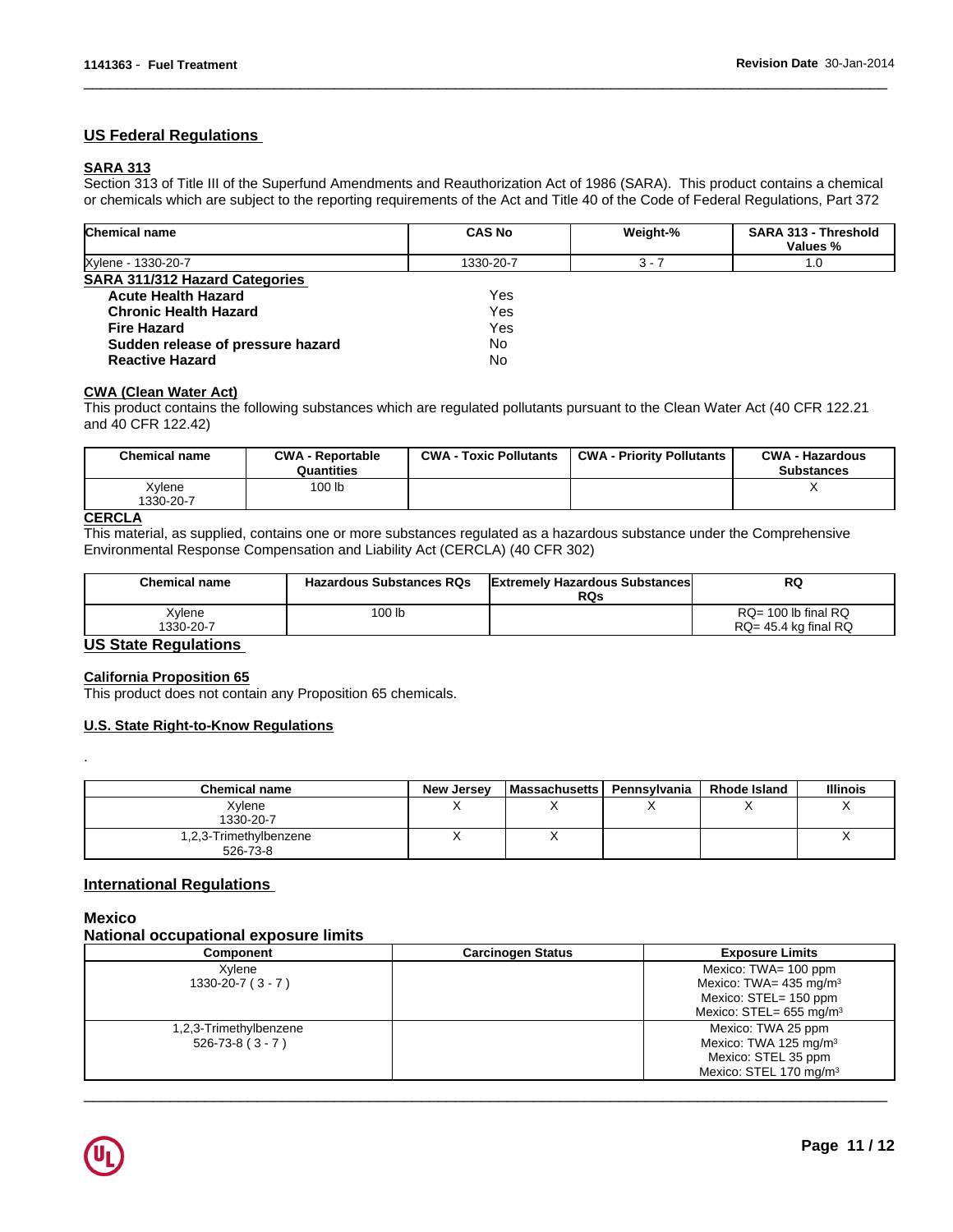## US Federal Regulations

### SARA 313

Section 313 of Title III of the Superfund Amendments and Reauthorization Act of 1986 (SARA). This product contains a chemical or chemicals which are subject to the reporting requirements of the Act and Title 40 of the Code of Federal Regulations, Part 372

| Chemical name | CAS No | Weight-% | SARA 313 - Threshold Values % |
|---|---|---|---|
| Xylene - 1330-20-7 | 1330-20-7 | 3 - 7 | 1.0 |

### SARA 311/312 Hazard Categories

| | |
|---|---|
| **Acute Health Hazard** | Yes |
| **Chronic Health Hazard** | Yes |
| **Fire Hazard** | Yes |
| **Sudden release of pressure hazard** | No |
| **Reactive Hazard** | No |

### CWA (Clean Water Act)

This product contains the following substances which are regulated pollutants pursuant to the Clean Water Act (40 CFR 122.21 and 40 CFR 122.42)

| Chemical name | CWA - Reportable Quantities | CWA - Toxic Pollutants | CWA - Priority Pollutants | CWA - Hazardous Substances |
|---|---|---|---|---|
| Xylene 1330-20-7 | 100 lb | | | X |

### CERCLA

This material, as supplied, contains one or more substances regulated as a hazardous substance under the Comprehensive Environmental Response Compensation and Liability Act (CERCLA) (40 CFR 302)

| Chemical name | Hazardous Substances RQs | Extremely Hazardous Substances RQs | RQ |
|---|---|---|---|
| Xylene 1330-20-7 | 100 lb | | RQ= 100 lb final RQ<br>RQ= 45.4 kg final RQ |

## US State Regulations

### California Proposition 65

This product does not contain any Proposition 65 chemicals.

### U.S. State Right-to-Know Regulations

.

| Chemical name | New Jersey | Massachusetts | Pennsylvania | Rhode Island | Illinois |
|---|---|---|---|---|---|
| Xylene 1330-20-7 | X | X | X | X | X |
| 1,2,3-Trimethylbenzene 526-73-8 | X | X | | | X |

## International Regulations

### Mexico

### National occupational exposure limits

| Component | Carcinogen Status | Exposure Limits |
|---|---|---|
| Xylene 1330-20-7 ( 3 - 7 ) | | Mexico: TWA= 100 ppm<br>Mexico: TWA= 435 mg/m³<br>Mexico: STEL= 150 ppm<br>Mexico: STEL= 655 mg/m³ |
| 1,2,3-Trimethylbenzene 526-73-8 ( 3 - 7 ) | | Mexico: TWA 25 ppm<br>Mexico: TWA 125 mg/m³<br>Mexico: STEL 35 ppm<br>Mexico: STEL 170 mg/m³ |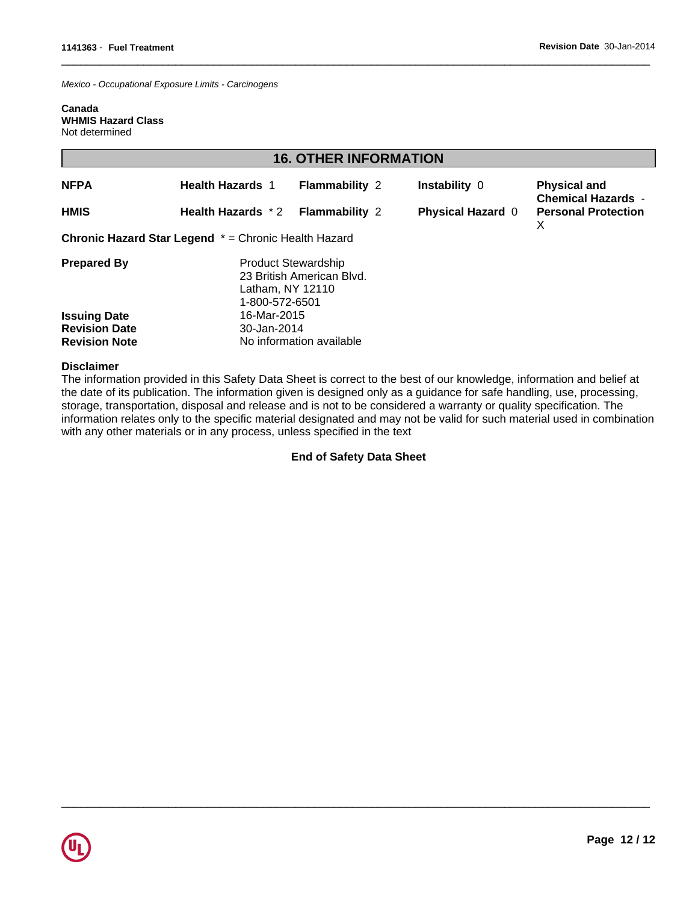*Mexico - Occupational Exposure Limits - Carcinogens*

**Canada**
**WHMIS Hazard Class**
Not determined

## 16. OTHER INFORMATION

| | | | | |
|---|---|---|---|---|
| **NFPA** | **Health Hazards** 1 | **Flammability** 2 | **Instability** 0 | **Physical and Chemical Hazards** - |
| **HMIS** | **Health Hazards** * 2 | **Flammability** 2 | **Physical Hazard** 0 | **Personal Protection** X |

**Chronic Hazard Star Legend** * = Chronic Health Hazard

| | |
|---|---|
| **Prepared By** | Product Stewardship<br>23 British American Blvd.<br>Latham, NY 12110<br>1-800-572-6501 |
| **Issuing Date** | 16-Mar-2015 |
| **Revision Date** | 30-Jan-2014 |
| **Revision Note** | No information available |

**Disclaimer**
The information provided in this Safety Data Sheet is correct to the best of our knowledge, information and belief at the date of its publication. The information given is designed only as a guidance for safe handling, use, processing, storage, transportation, disposal and release and is not to be considered a warranty or quality specification. The information relates only to the specific material designated and may not be valid for such material used in combination with any other materials or in any process, unless specified in the text

**End of Safety Data Sheet**